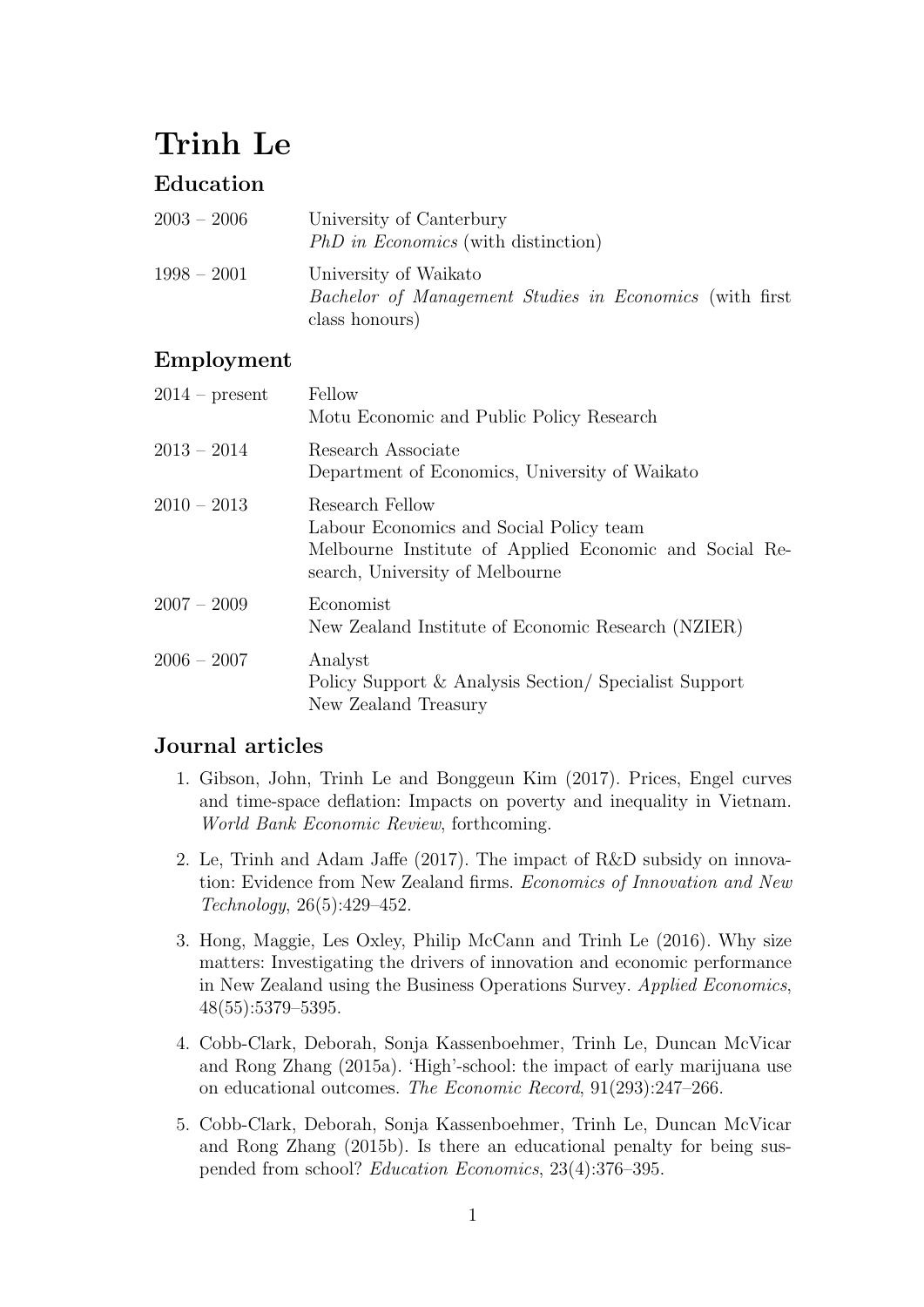# Trinh Le

## Education

| | |
|---|---|
| 2003 – 2006 | University of Canterbury<br>*PhD in Economics* (with distinction) |
| 1998 – 2001 | University of Waikato<br>*Bachelor of Management Studies in Economics* (with first class honours) |

## Employment

| | |
|---|---|
| 2014 – present | Fellow<br>Motu Economic and Public Policy Research |
| 2013 – 2014 | Research Associate<br>Department of Economics, University of Waikato |
| 2010 – 2013 | Research Fellow<br>Labour Economics and Social Policy team<br>Melbourne Institute of Applied Economic and Social Research, University of Melbourne |
| 2007 – 2009 | Economist<br>New Zealand Institute of Economic Research (NZIER) |
| 2006 – 2007 | Analyst<br>Policy Support & Analysis Section/ Specialist Support<br>New Zealand Treasury |

## Journal articles

1. Gibson, John, Trinh Le and Bonggeun Kim (2017). Prices, Engel curves and time-space deflation: Impacts on poverty and inequality in Vietnam. *World Bank Economic Review*, forthcoming.
2. Le, Trinh and Adam Jaffe (2017). The impact of R&D subsidy on innovation: Evidence from New Zealand firms. *Economics of Innovation and New Technology*, 26(5):429–452.
3. Hong, Maggie, Les Oxley, Philip McCann and Trinh Le (2016). Why size matters: Investigating the drivers of innovation and economic performance in New Zealand using the Business Operations Survey. *Applied Economics*, 48(55):5379–5395.
4. Cobb-Clark, Deborah, Sonja Kassenboehmer, Trinh Le, Duncan McVicar and Rong Zhang (2015a). 'High'-school: the impact of early marijuana use on educational outcomes. *The Economic Record*, 91(293):247–266.
5. Cobb-Clark, Deborah, Sonja Kassenboehmer, Trinh Le, Duncan McVicar and Rong Zhang (2015b). Is there an educational penalty for being suspended from school? *Education Economics*, 23(4):376–395.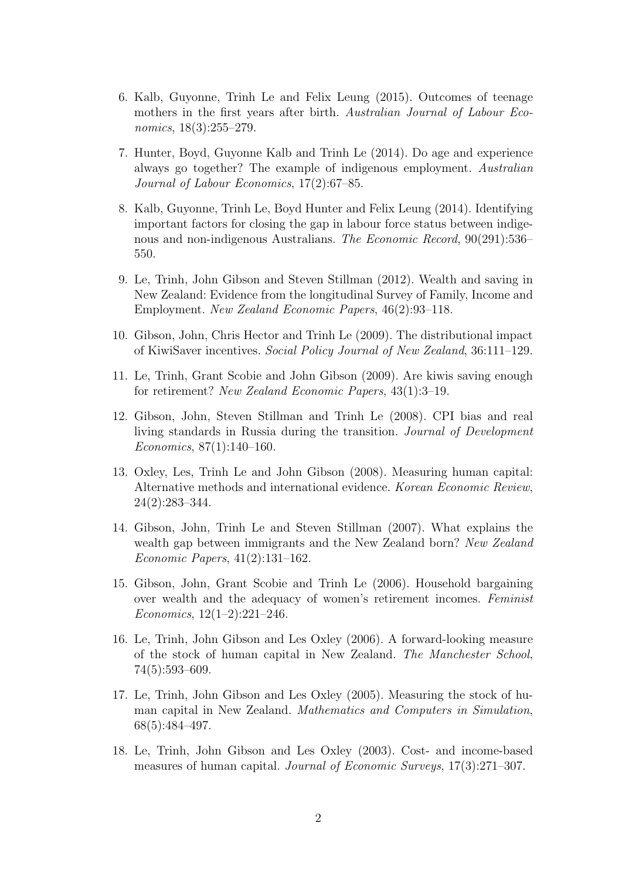6. Kalb, Guyonne, Trinh Le and Felix Leung (2015). Outcomes of teenage mothers in the first years after birth. *Australian Journal of Labour Economics*, 18(3):255–279.

7. Hunter, Boyd, Guyonne Kalb and Trinh Le (2014). Do age and experience always go together? The example of indigenous employment. *Australian Journal of Labour Economics*, 17(2):67–85.

8. Kalb, Guyonne, Trinh Le, Boyd Hunter and Felix Leung (2014). Identifying important factors for closing the gap in labour force status between indigenous and non-indigenous Australians. *The Economic Record*, 90(291):536–550.

9. Le, Trinh, John Gibson and Steven Stillman (2012). Wealth and saving in New Zealand: Evidence from the longitudinal Survey of Family, Income and Employment. *New Zealand Economic Papers*, 46(2):93–118.

10. Gibson, John, Chris Hector and Trinh Le (2009). The distributional impact of KiwiSaver incentives. *Social Policy Journal of New Zealand*, 36:111–129.

11. Le, Trinh, Grant Scobie and John Gibson (2009). Are kiwis saving enough for retirement? *New Zealand Economic Papers*, 43(1):3–19.

12. Gibson, John, Steven Stillman and Trinh Le (2008). CPI bias and real living standards in Russia during the transition. *Journal of Development Economics*, 87(1):140–160.

13. Oxley, Les, Trinh Le and John Gibson (2008). Measuring human capital: Alternative methods and international evidence. *Korean Economic Review*, 24(2):283–344.

14. Gibson, John, Trinh Le and Steven Stillman (2007). What explains the wealth gap between immigrants and the New Zealand born? *New Zealand Economic Papers*, 41(2):131–162.

15. Gibson, John, Grant Scobie and Trinh Le (2006). Household bargaining over wealth and the adequacy of women's retirement incomes. *Feminist Economics*, 12(1–2):221–246.

16. Le, Trinh, John Gibson and Les Oxley (2006). A forward-looking measure of the stock of human capital in New Zealand. *The Manchester School*, 74(5):593–609.

17. Le, Trinh, John Gibson and Les Oxley (2005). Measuring the stock of human capital in New Zealand. *Mathematics and Computers in Simulation*, 68(5):484–497.

18. Le, Trinh, John Gibson and Les Oxley (2003). Cost- and income-based measures of human capital. *Journal of Economic Surveys*, 17(3):271–307.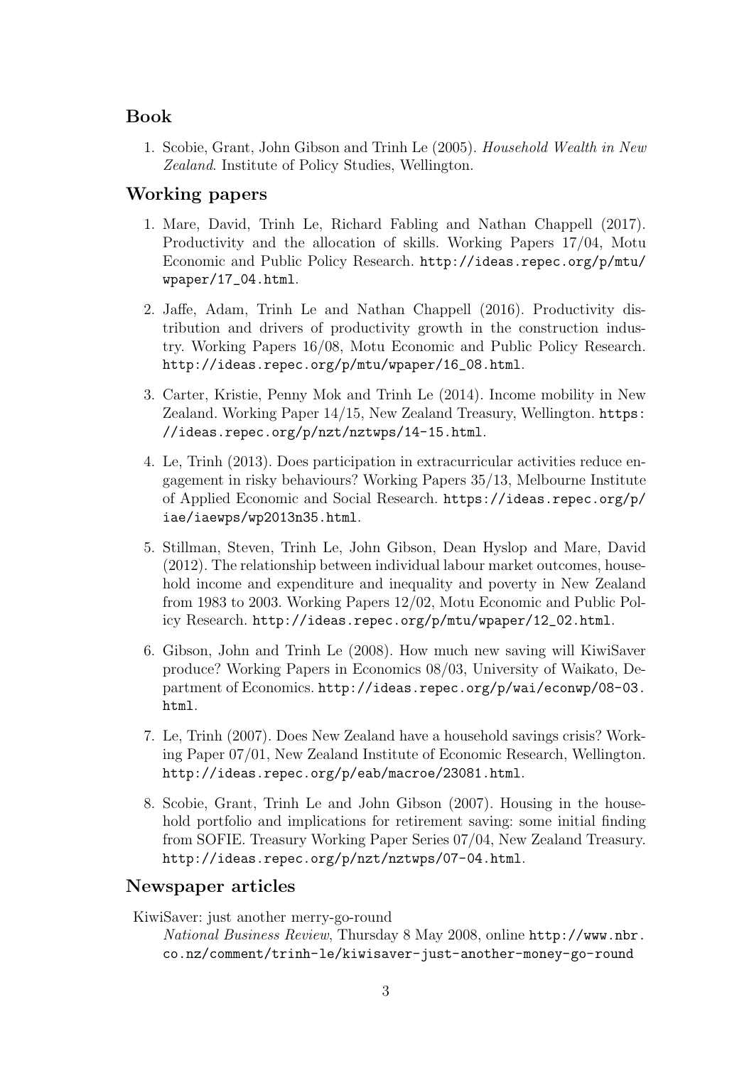## Book

1. Scobie, Grant, John Gibson and Trinh Le (2005). *Household Wealth in New Zealand*. Institute of Policy Studies, Wellington.

## Working papers

1. Mare, David, Trinh Le, Richard Fabling and Nathan Chappell (2017). Productivity and the allocation of skills. Working Papers 17/04, Motu Economic and Public Policy Research. http://ideas.repec.org/p/mtu/wpaper/17_04.html.

2. Jaffe, Adam, Trinh Le and Nathan Chappell (2016). Productivity distribution and drivers of productivity growth in the construction industry. Working Papers 16/08, Motu Economic and Public Policy Research. http://ideas.repec.org/p/mtu/wpaper/16_08.html.

3. Carter, Kristie, Penny Mok and Trinh Le (2014). Income mobility in New Zealand. Working Paper 14/15, New Zealand Treasury, Wellington. https://ideas.repec.org/p/nzt/nztwps/14-15.html.

4. Le, Trinh (2013). Does participation in extracurricular activities reduce engagement in risky behaviours? Working Papers 35/13, Melbourne Institute of Applied Economic and Social Research. https://ideas.repec.org/p/iae/iaewps/wp2013n35.html.

5. Stillman, Steven, Trinh Le, John Gibson, Dean Hyslop and Mare, David (2012). The relationship between individual labour market outcomes, household income and expenditure and inequality and poverty in New Zealand from 1983 to 2003. Working Papers 12/02, Motu Economic and Public Policy Research. http://ideas.repec.org/p/mtu/wpaper/12_02.html.

6. Gibson, John and Trinh Le (2008). How much new saving will KiwiSaver produce? Working Papers in Economics 08/03, University of Waikato, Department of Economics. http://ideas.repec.org/p/wai/econwp/08-03.html.

7. Le, Trinh (2007). Does New Zealand have a household savings crisis? Working Paper 07/01, New Zealand Institute of Economic Research, Wellington. http://ideas.repec.org/p/eab/macroe/23081.html.

8. Scobie, Grant, Trinh Le and John Gibson (2007). Housing in the household portfolio and implications for retirement saving: some initial finding from SOFIE. Treasury Working Paper Series 07/04, New Zealand Treasury. http://ideas.repec.org/p/nzt/nztwps/07-04.html.

## Newspaper articles

KiwiSaver: just another merry-go-round
*National Business Review*, Thursday 8 May 2008, online http://www.nbr.co.nz/comment/trinh-le/kiwisaver-just-another-money-go-round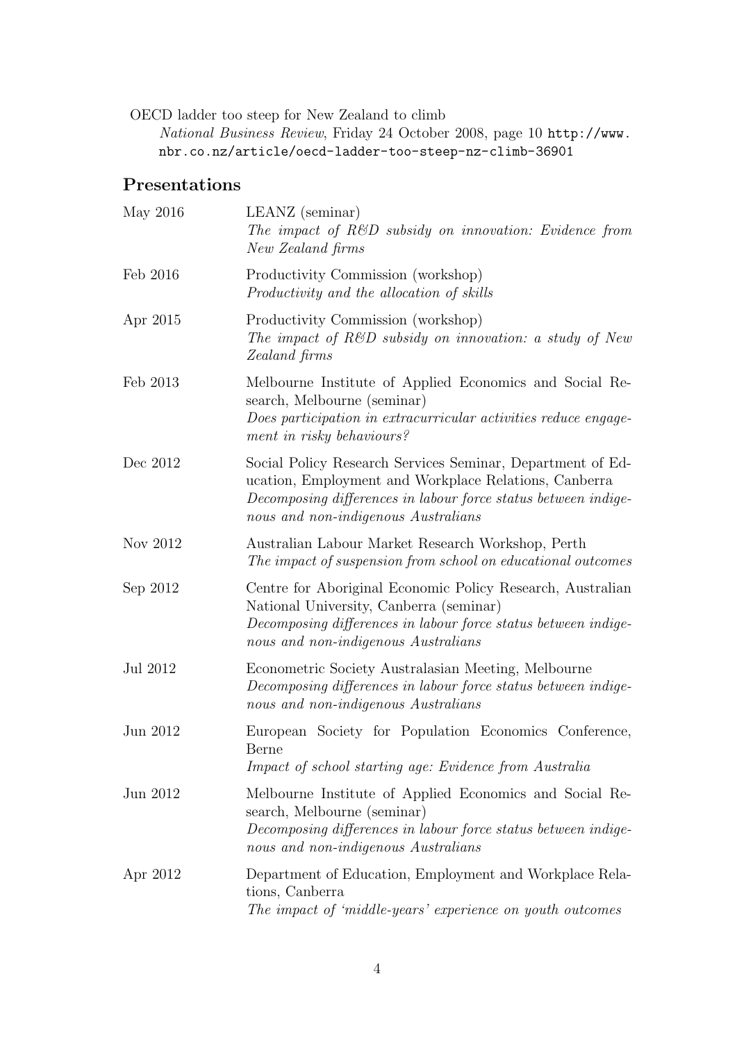OECD ladder too steep for New Zealand to climb
*National Business Review*, Friday 24 October 2008, page 10 http://www.nbr.co.nz/article/oecd-ladder-too-steep-nz-climb-36901

## Presentations

| | |
|---|---|
| May 2016 | LEANZ (seminar)<br>*The impact of R&D subsidy on innovation: Evidence from New Zealand firms* |
| Feb 2016 | Productivity Commission (workshop)<br>*Productivity and the allocation of skills* |
| Apr 2015 | Productivity Commission (workshop)<br>*The impact of R&D subsidy on innovation: a study of New Zealand firms* |
| Feb 2013 | Melbourne Institute of Applied Economics and Social Research, Melbourne (seminar)<br>*Does participation in extracurricular activities reduce engagement in risky behaviours?* |
| Dec 2012 | Social Policy Research Services Seminar, Department of Education, Employment and Workplace Relations, Canberra<br>*Decomposing differences in labour force status between indigenous and non-indigenous Australians* |
| Nov 2012 | Australian Labour Market Research Workshop, Perth<br>*The impact of suspension from school on educational outcomes* |
| Sep 2012 | Centre for Aboriginal Economic Policy Research, Australian National University, Canberra (seminar)<br>*Decomposing differences in labour force status between indigenous and non-indigenous Australians* |
| Jul 2012 | Econometric Society Australasian Meeting, Melbourne<br>*Decomposing differences in labour force status between indigenous and non-indigenous Australians* |
| Jun 2012 | European Society for Population Economics Conference, Berne<br>*Impact of school starting age: Evidence from Australia* |
| Jun 2012 | Melbourne Institute of Applied Economics and Social Research, Melbourne (seminar)<br>*Decomposing differences in labour force status between indigenous and non-indigenous Australians* |
| Apr 2012 | Department of Education, Employment and Workplace Relations, Canberra<br>*The impact of 'middle-years' experience on youth outcomes* |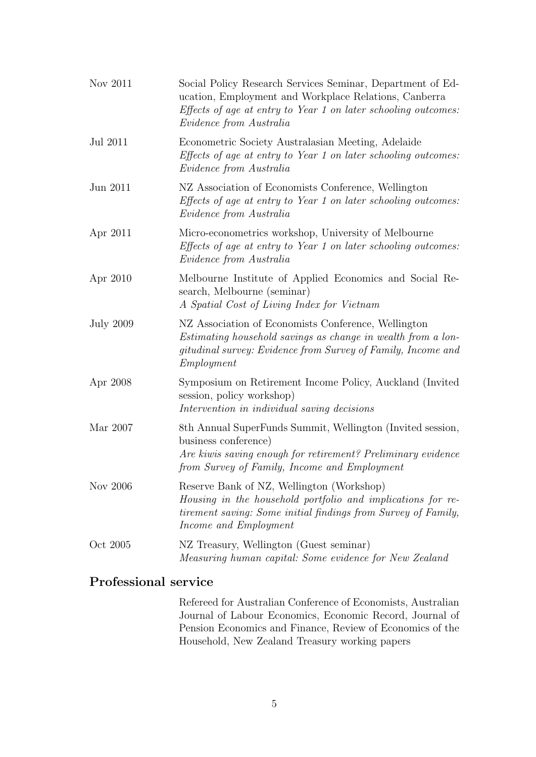Nov 2011 — Social Policy Research Services Seminar, Department of Education, Employment and Workplace Relations, Canberra
*Effects of age at entry to Year 1 on later schooling outcomes: Evidence from Australia*

Jul 2011 — Econometric Society Australasian Meeting, Adelaide
*Effects of age at entry to Year 1 on later schooling outcomes: Evidence from Australia*

Jun 2011 — NZ Association of Economists Conference, Wellington
*Effects of age at entry to Year 1 on later schooling outcomes: Evidence from Australia*

Apr 2011 — Micro-econometrics workshop, University of Melbourne
*Effects of age at entry to Year 1 on later schooling outcomes: Evidence from Australia*

Apr 2010 — Melbourne Institute of Applied Economics and Social Research, Melbourne (seminar)
*A Spatial Cost of Living Index for Vietnam*

July 2009 — NZ Association of Economists Conference, Wellington
*Estimating household savings as change in wealth from a longitudinal survey: Evidence from Survey of Family, Income and Employment*

Apr 2008 — Symposium on Retirement Income Policy, Auckland (Invited session, policy workshop)
*Intervention in individual saving decisions*

Mar 2007 — 8th Annual SuperFunds Summit, Wellington (Invited session, business conference)
*Are kiwis saving enough for retirement? Preliminary evidence from Survey of Family, Income and Employment*

Nov 2006 — Reserve Bank of NZ, Wellington (Workshop)
*Housing in the household portfolio and implications for retirement saving: Some initial findings from Survey of Family, Income and Employment*

Oct 2005 — NZ Treasury, Wellington (Guest seminar)
*Measuring human capital: Some evidence for New Zealand*

## Professional service

Refereed for Australian Conference of Economists, Australian Journal of Labour Economics, Economic Record, Journal of Pension Economics and Finance, Review of Economics of the Household, New Zealand Treasury working papers